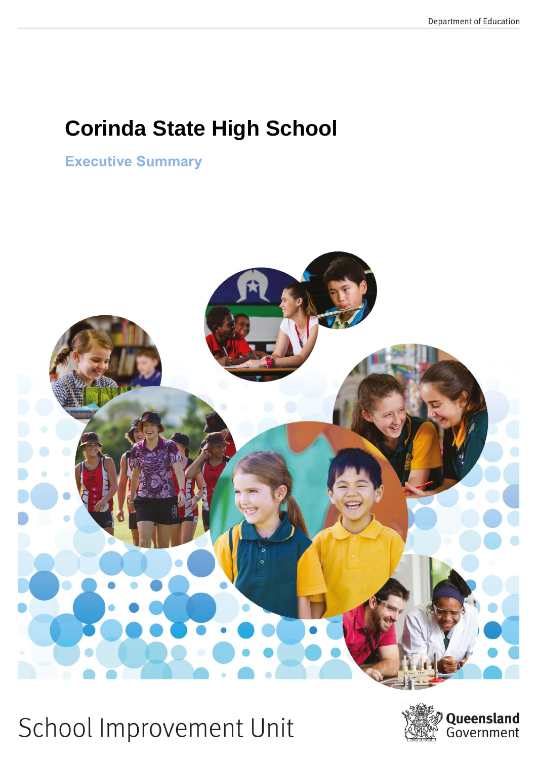Department of Education

# Corinda State High School

## Executive Summary

School Improvement Unit

Queensland Government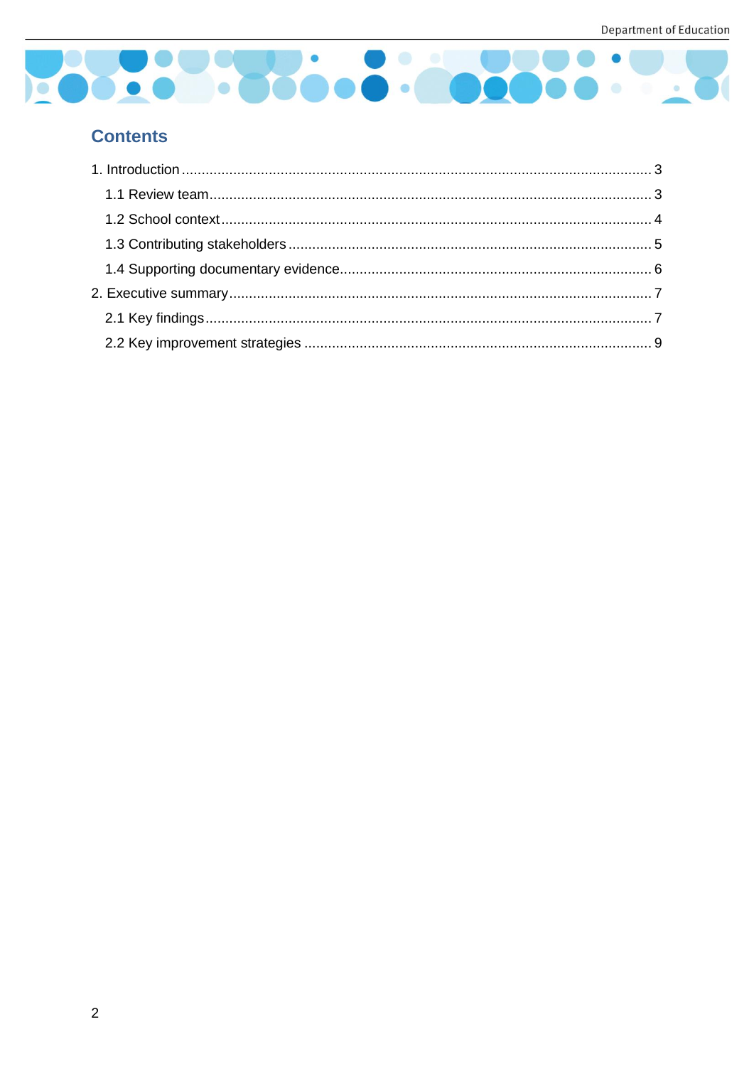## Contents

1. Introduction ........................................................................................................................ 3
   - 1.1 Review team................................................................................................................. 3
   - 1.2 School context ............................................................................................................. 4
   - 1.3 Contributing stakeholders ........................................................................................... 5
   - 1.4 Supporting documentary evidence.............................................................................. 6
2. Executive summary............................................................................................................ 7
   - 2.1 Key findings.................................................................................................................. 7
   - 2.2 Key improvement strategies ........................................................................................ 9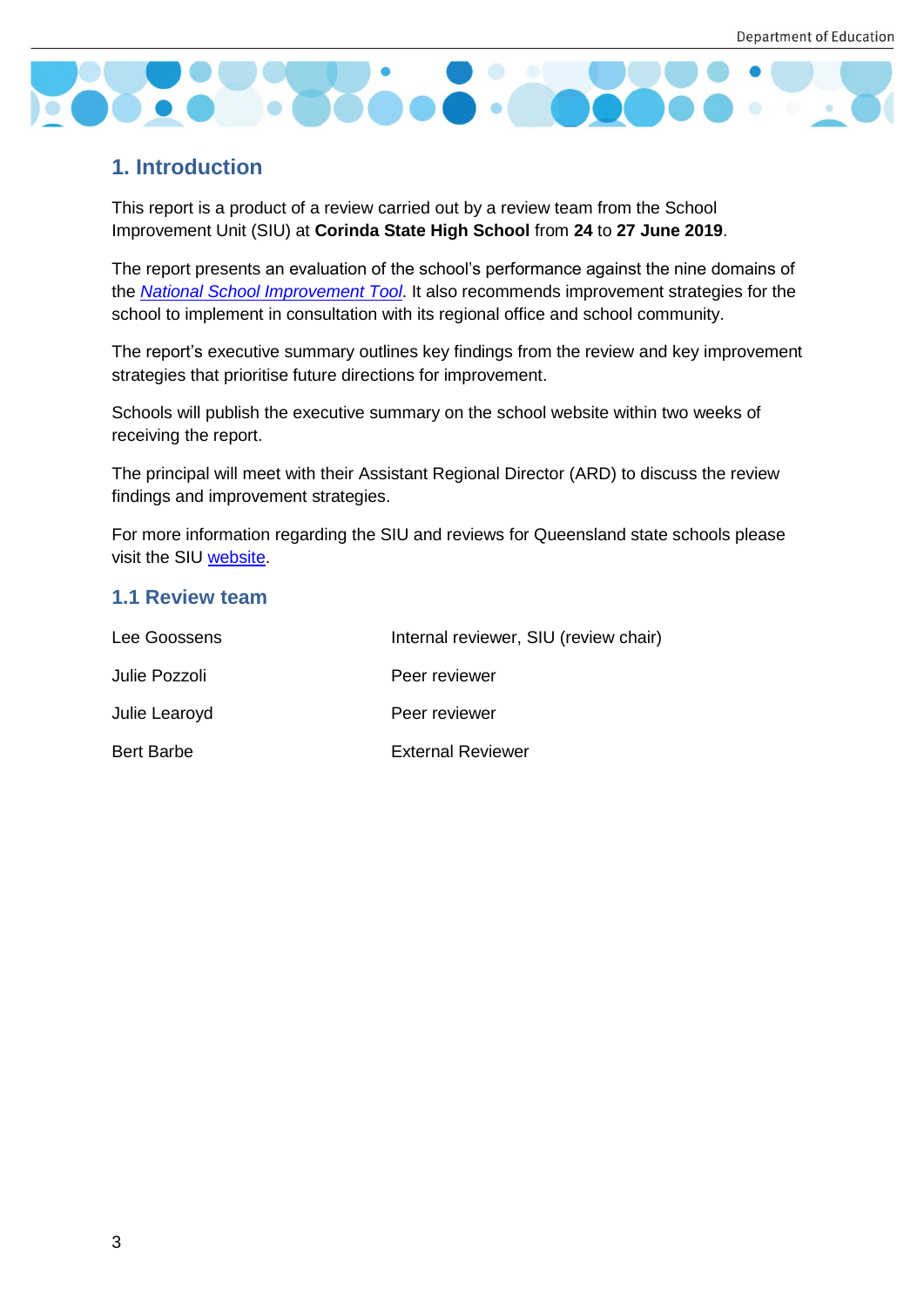# 1. Introduction

This report is a product of a review carried out by a review team from the School Improvement Unit (SIU) at **Corinda State High School** from **24** to **27 June 2019**.

The report presents an evaluation of the school's performance against the nine domains of the *National School Improvement Tool*. It also recommends improvement strategies for the school to implement in consultation with its regional office and school community.

The report's executive summary outlines key findings from the review and key improvement strategies that prioritise future directions for improvement.

Schools will publish the executive summary on the school website within two weeks of receiving the report.

The principal will meet with their Assistant Regional Director (ARD) to discuss the review findings and improvement strategies.

For more information regarding the SIU and reviews for Queensland state schools please visit the SIU website.

## 1.1 Review team

| | |
|---|---|
| Lee Goossens | Internal reviewer, SIU (review chair) |
| Julie Pozzoli | Peer reviewer |
| Julie Learoyd | Peer reviewer |
| Bert Barbe | External Reviewer |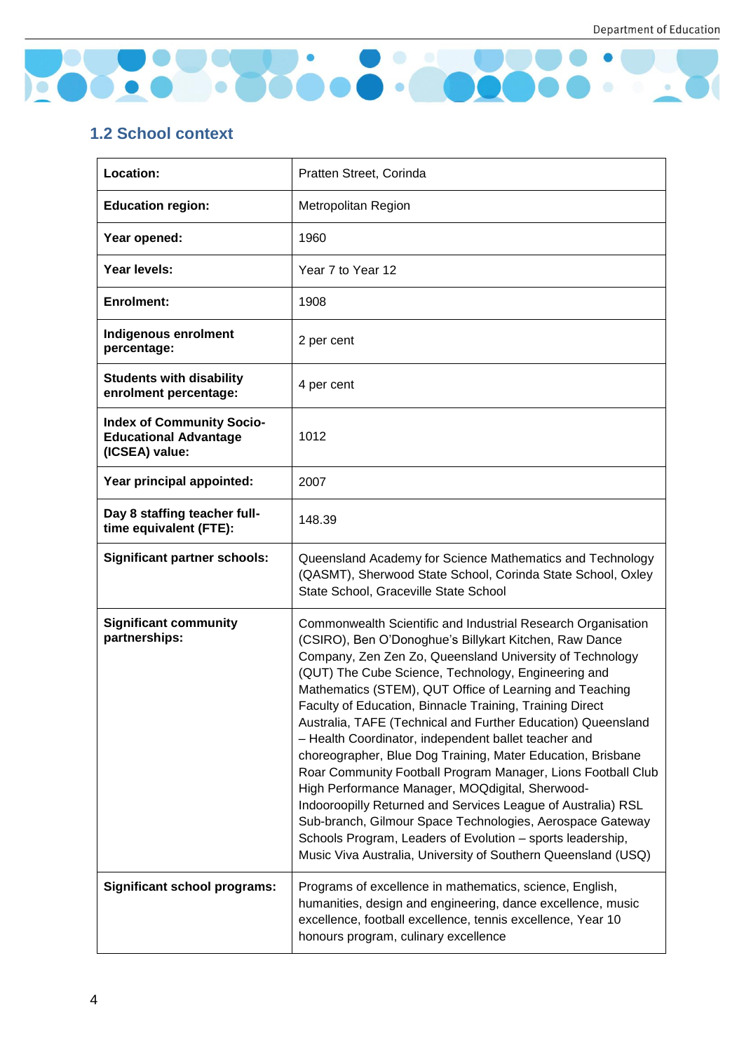## 1.2 School context

| | |
|---|---|
| **Location:** | Pratten Street, Corinda |
| **Education region:** | Metropolitan Region |
| **Year opened:** | 1960 |
| **Year levels:** | Year 7 to Year 12 |
| **Enrolment:** | 1908 |
| **Indigenous enrolment percentage:** | 2 per cent |
| **Students with disability enrolment percentage:** | 4 per cent |
| **Index of Community Socio-Educational Advantage (ICSEA) value:** | 1012 |
| **Year principal appointed:** | 2007 |
| **Day 8 staffing teacher full-time equivalent (FTE):** | 148.39 |
| **Significant partner schools:** | Queensland Academy for Science Mathematics and Technology (QASMT), Sherwood State School, Corinda State School, Oxley State School, Graceville State School |
| **Significant community partnerships:** | Commonwealth Scientific and Industrial Research Organisation (CSIRO), Ben O'Donoghue's Billykart Kitchen, Raw Dance Company, Zen Zen Zo, Queensland University of Technology (QUT) The Cube Science, Technology, Engineering and Mathematics (STEM), QUT Office of Learning and Teaching Faculty of Education, Binnacle Training, Training Direct Australia, TAFE (Technical and Further Education) Queensland – Health Coordinator, independent ballet teacher and choreographer, Blue Dog Training, Mater Education, Brisbane Roar Community Football Program Manager, Lions Football Club High Performance Manager, MOQdigital, Sherwood-Indooroopilly Returned and Services League of Australia) RSL Sub-branch, Gilmour Space Technologies, Aerospace Gateway Schools Program, Leaders of Evolution – sports leadership, Music Viva Australia, University of Southern Queensland (USQ) |
| **Significant school programs:** | Programs of excellence in mathematics, science, English, humanities, design and engineering, dance excellence, music excellence, football excellence, tennis excellence, Year 10 honours program, culinary excellence |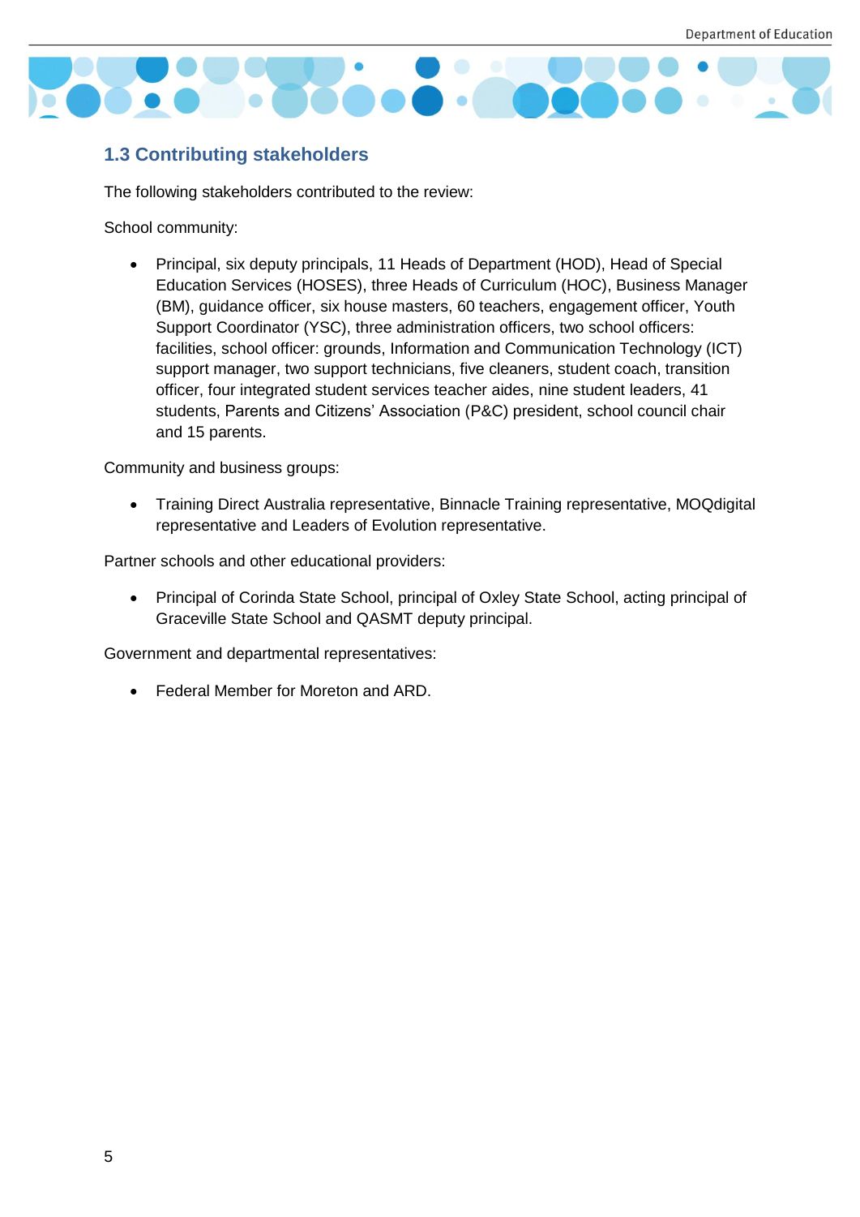## 1.3 Contributing stakeholders

The following stakeholders contributed to the review:

School community:

- Principal, six deputy principals, 11 Heads of Department (HOD), Head of Special Education Services (HOSES), three Heads of Curriculum (HOC), Business Manager (BM), guidance officer, six house masters, 60 teachers, engagement officer, Youth Support Coordinator (YSC), three administration officers, two school officers: facilities, school officer: grounds, Information and Communication Technology (ICT) support manager, two support technicians, five cleaners, student coach, transition officer, four integrated student services teacher aides, nine student leaders, 41 students, Parents and Citizens' Association (P&C) president, school council chair and 15 parents.

Community and business groups:

- Training Direct Australia representative, Binnacle Training representative, MOQdigital representative and Leaders of Evolution representative.

Partner schools and other educational providers:

- Principal of Corinda State School, principal of Oxley State School, acting principal of Graceville State School and QASMT deputy principal.

Government and departmental representatives:

- Federal Member for Moreton and ARD.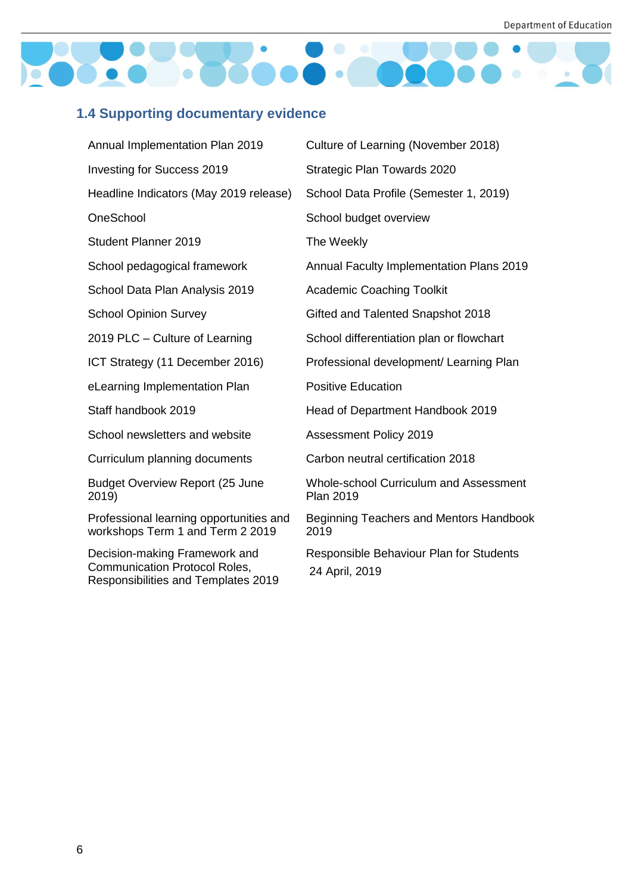## 1.4 Supporting documentary evidence

- Annual Implementation Plan 2019
- Investing for Success 2019
- Headline Indicators (May 2019 release)
- OneSchool
- Student Planner 2019
- School pedagogical framework
- School Data Plan Analysis 2019
- School Opinion Survey
- 2019 PLC – Culture of Learning
- ICT Strategy (11 December 2016)
- eLearning Implementation Plan
- Staff handbook 2019
- School newsletters and website
- Curriculum planning documents
- Budget Overview Report (25 June 2019)
- Professional learning opportunities and workshops Term 1 and Term 2 2019
- Decision-making Framework and Communication Protocol Roles, Responsibilities and Templates 2019
- Culture of Learning (November 2018)
- Strategic Plan Towards 2020
- School Data Profile (Semester 1, 2019)
- School budget overview
- The Weekly
- Annual Faculty Implementation Plans 2019
- Academic Coaching Toolkit
- Gifted and Talented Snapshot 2018
- School differentiation plan or flowchart
- Professional development/ Learning Plan
- Positive Education
- Head of Department Handbook 2019
- Assessment Policy 2019
- Carbon neutral certification 2018
- Whole-school Curriculum and Assessment Plan 2019
- Beginning Teachers and Mentors Handbook 2019
- Responsible Behaviour Plan for Students 24 April, 2019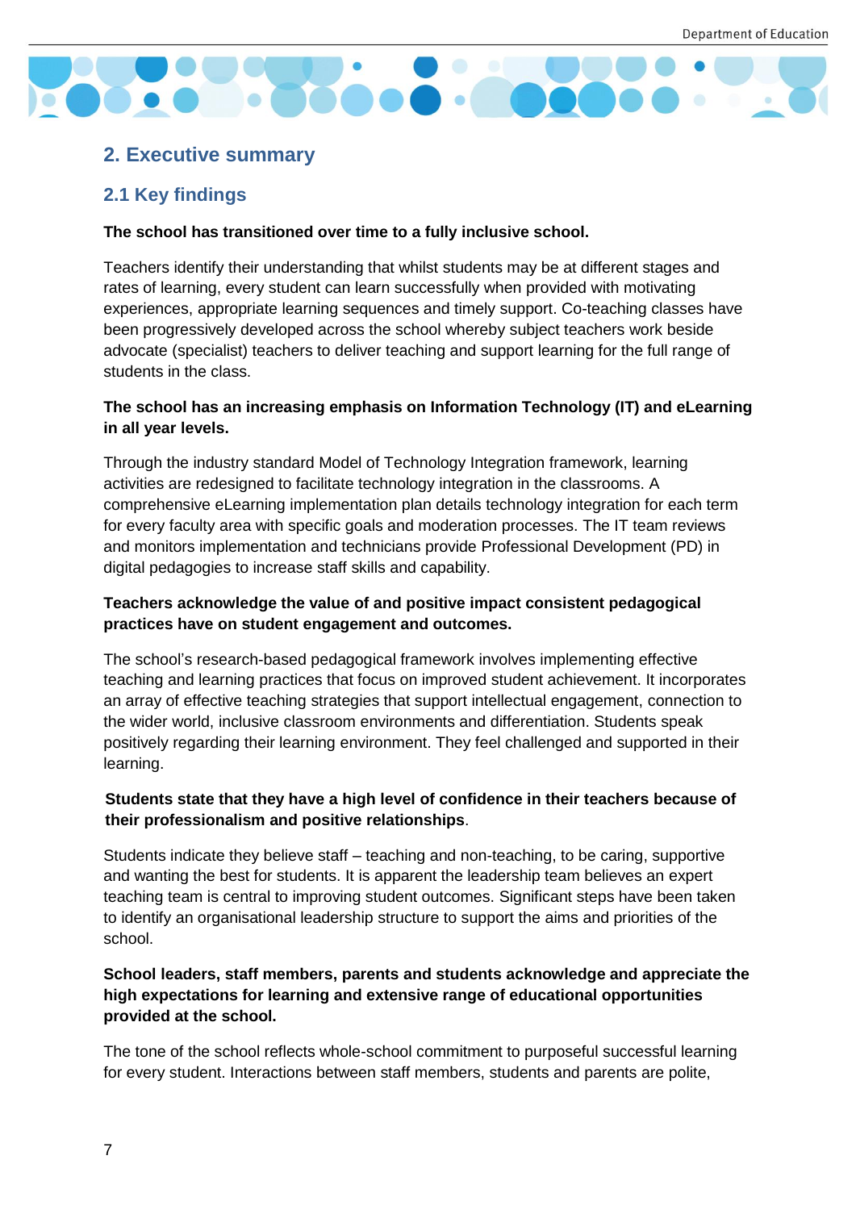## 2. Executive summary

### 2.1 Key findings

**The school has transitioned over time to a fully inclusive school.**

Teachers identify their understanding that whilst students may be at different stages and rates of learning, every student can learn successfully when provided with motivating experiences, appropriate learning sequences and timely support. Co-teaching classes have been progressively developed across the school whereby subject teachers work beside advocate (specialist) teachers to deliver teaching and support learning for the full range of students in the class.

**The school has an increasing emphasis on Information Technology (IT) and eLearning in all year levels.**

Through the industry standard Model of Technology Integration framework, learning activities are redesigned to facilitate technology integration in the classrooms. A comprehensive eLearning implementation plan details technology integration for each term for every faculty area with specific goals and moderation processes. The IT team reviews and monitors implementation and technicians provide Professional Development (PD) in digital pedagogies to increase staff skills and capability.

**Teachers acknowledge the value of and positive impact consistent pedagogical practices have on student engagement and outcomes.**

The school's research-based pedagogical framework involves implementing effective teaching and learning practices that focus on improved student achievement. It incorporates an array of effective teaching strategies that support intellectual engagement, connection to the wider world, inclusive classroom environments and differentiation. Students speak positively regarding their learning environment. They feel challenged and supported in their learning.

**Students state that they have a high level of confidence in their teachers because of their professionalism and positive relationships**.

Students indicate they believe staff – teaching and non-teaching, to be caring, supportive and wanting the best for students. It is apparent the leadership team believes an expert teaching team is central to improving student outcomes. Significant steps have been taken to identify an organisational leadership structure to support the aims and priorities of the school.

**School leaders, staff members, parents and students acknowledge and appreciate the high expectations for learning and extensive range of educational opportunities provided at the school.**

The tone of the school reflects whole-school commitment to purposeful successful learning for every student. Interactions between staff members, students and parents are polite,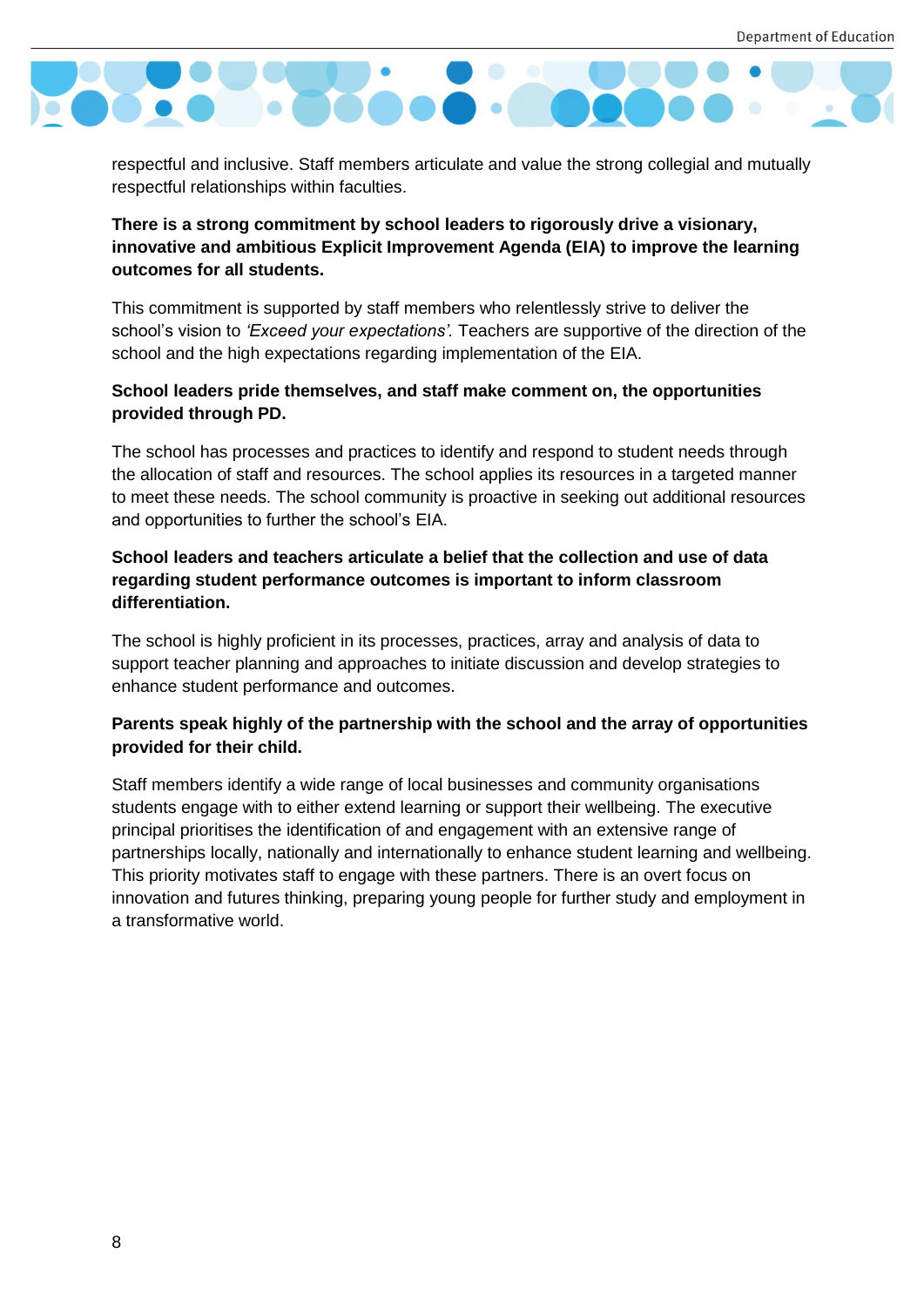respectful and inclusive. Staff members articulate and value the strong collegial and mutually respectful relationships within faculties.

**There is a strong commitment by school leaders to rigorously drive a visionary, innovative and ambitious Explicit Improvement Agenda (EIA) to improve the learning outcomes for all students.**

This commitment is supported by staff members who relentlessly strive to deliver the school's vision to *'Exceed your expectations'.* Teachers are supportive of the direction of the school and the high expectations regarding implementation of the EIA.

**School leaders pride themselves, and staff make comment on, the opportunities provided through PD.**

The school has processes and practices to identify and respond to student needs through the allocation of staff and resources. The school applies its resources in a targeted manner to meet these needs. The school community is proactive in seeking out additional resources and opportunities to further the school's EIA.

**School leaders and teachers articulate a belief that the collection and use of data regarding student performance outcomes is important to inform classroom differentiation.**

The school is highly proficient in its processes, practices, array and analysis of data to support teacher planning and approaches to initiate discussion and develop strategies to enhance student performance and outcomes.

**Parents speak highly of the partnership with the school and the array of opportunities provided for their child.**

Staff members identify a wide range of local businesses and community organisations students engage with to either extend learning or support their wellbeing. The executive principal prioritises the identification of and engagement with an extensive range of partnerships locally, nationally and internationally to enhance student learning and wellbeing. This priority motivates staff to engage with these partners. There is an overt focus on innovation and futures thinking, preparing young people for further study and employment in a transformative world.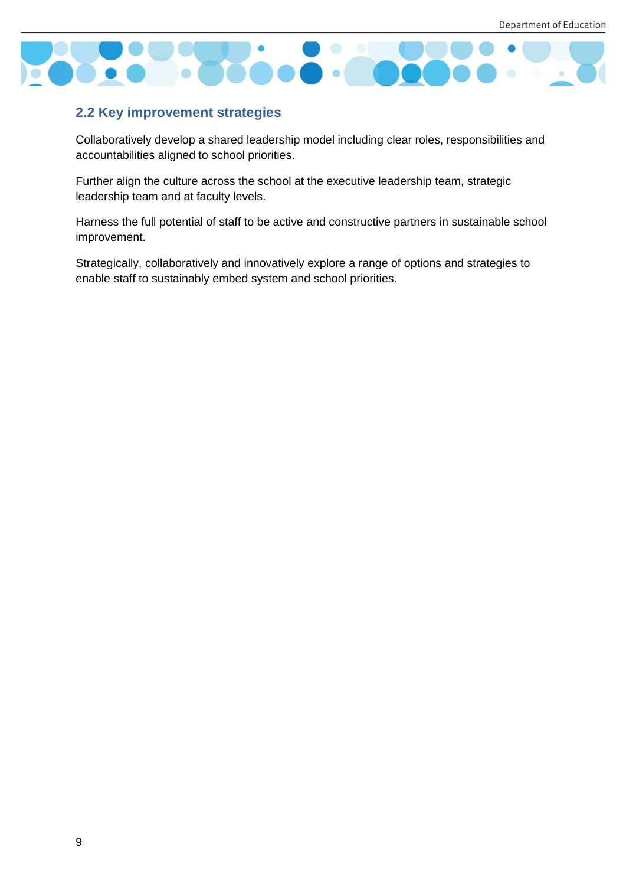## 2.2 Key improvement strategies

Collaboratively develop a shared leadership model including clear roles, responsibilities and accountabilities aligned to school priorities.

Further align the culture across the school at the executive leadership team, strategic leadership team and at faculty levels.

Harness the full potential of staff to be active and constructive partners in sustainable school improvement.

Strategically, collaboratively and innovatively explore a range of options and strategies to enable staff to sustainably embed system and school priorities.